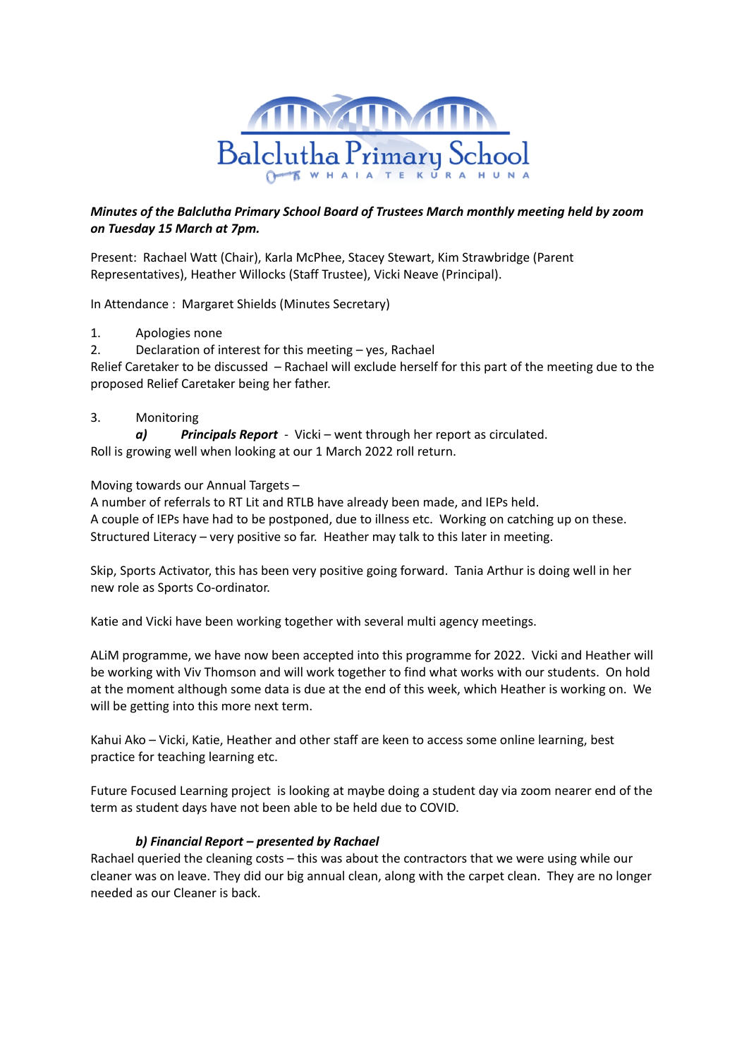Balclutha Primary School

WHAIA TE KURA HUNA

***Minutes of the Balclutha Primary School Board of Trustees March monthly meeting held by zoom on Tuesday 15 March at 7pm.***

Present: Rachael Watt (Chair), Karla McPhee, Stacey Stewart, Kim Strawbridge (Parent Representatives), Heather Willocks (Staff Trustee), Vicki Neave (Principal).

In Attendance : Margaret Shields (Minutes Secretary)

1. Apologies none
2. Declaration of interest for this meeting – yes, Rachael

Relief Caretaker to be discussed – Rachael will exclude herself for this part of the meeting due to the proposed Relief Caretaker being her father.

3. Monitoring

***a) Principals Report*** - Vicki – went through her report as circulated.
Roll is growing well when looking at our 1 March 2022 roll return.

Moving towards our Annual Targets –
A number of referrals to RT Lit and RTLB have already been made, and IEPs held.
A couple of IEPs have had to be postponed, due to illness etc. Working on catching up on these.
Structured Literacy – very positive so far. Heather may talk to this later in meeting.

Skip, Sports Activator, this has been very positive going forward. Tania Arthur is doing well in her new role as Sports Co-ordinator.

Katie and Vicki have been working together with several multi agency meetings.

ALiM programme, we have now been accepted into this programme for 2022. Vicki and Heather will be working with Viv Thomson and will work together to find what works with our students. On hold at the moment although some data is due at the end of this week, which Heather is working on. We will be getting into this more next term.

Kahui Ako – Vicki, Katie, Heather and other staff are keen to access some online learning, best practice for teaching learning etc.

Future Focused Learning project is looking at maybe doing a student day via zoom nearer end of the term as student days have not been able to be held due to COVID.

***b) Financial Report – presented by Rachael***

Rachael queried the cleaning costs – this was about the contractors that we were using while our cleaner was on leave. They did our big annual clean, along with the carpet clean. They are no longer needed as our Cleaner is back.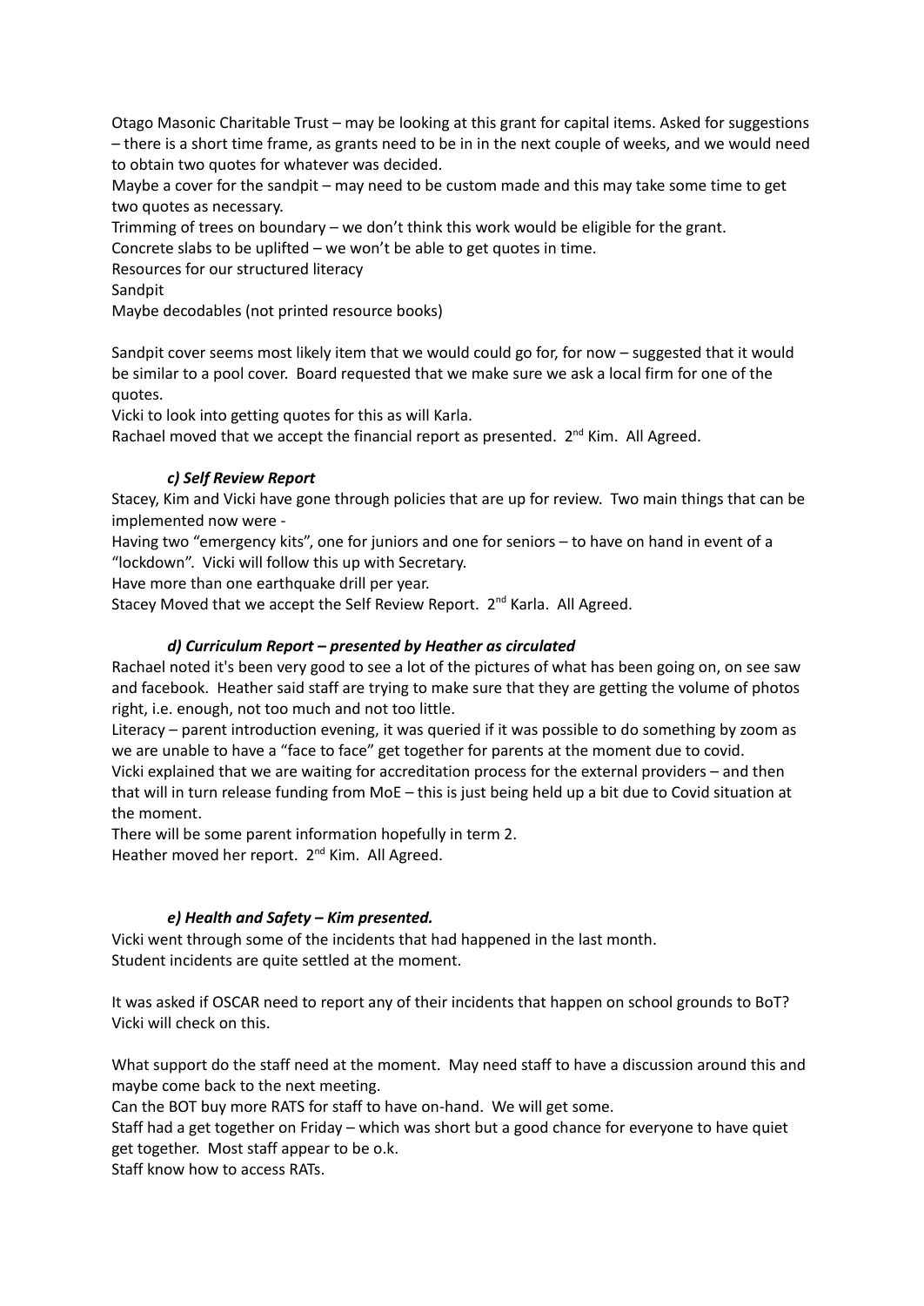Otago Masonic Charitable Trust – may be looking at this grant for capital items. Asked for suggestions – there is a short time frame, as grants need to be in in the next couple of weeks, and we would need to obtain two quotes for whatever was decided.

Maybe a cover for the sandpit – may need to be custom made and this may take some time to get two quotes as necessary.

Trimming of trees on boundary – we don't think this work would be eligible for the grant.

Concrete slabs to be uplifted – we won't be able to get quotes in time.

Resources for our structured literacy

Sandpit

Maybe decodables (not printed resource books)

Sandpit cover seems most likely item that we would could go for, for now – suggested that it would be similar to a pool cover. Board requested that we make sure we ask a local firm for one of the quotes.

Vicki to look into getting quotes for this as will Karla.

Rachael moved that we accept the financial report as presented. 2nd Kim. All Agreed.

### *c) Self Review Report*

Stacey, Kim and Vicki have gone through policies that are up for review. Two main things that can be implemented now were -

Having two "emergency kits", one for juniors and one for seniors – to have on hand in event of a "lockdown". Vicki will follow this up with Secretary.

Have more than one earthquake drill per year.

Stacey Moved that we accept the Self Review Report. 2nd Karla. All Agreed.

### *d) Curriculum Report – presented by Heather as circulated*

Rachael noted it's been very good to see a lot of the pictures of what has been going on, on see saw and facebook. Heather said staff are trying to make sure that they are getting the volume of photos right, i.e. enough, not too much and not too little.

Literacy – parent introduction evening, it was queried if it was possible to do something by zoom as we are unable to have a "face to face" get together for parents at the moment due to covid.

Vicki explained that we are waiting for accreditation process for the external providers – and then that will in turn release funding from MoE – this is just being held up a bit due to Covid situation at the moment.

There will be some parent information hopefully in term 2.

Heather moved her report. 2nd Kim. All Agreed.

### *e) Health and Safety – Kim presented.*

Vicki went through some of the incidents that had happened in the last month.

Student incidents are quite settled at the moment.

It was asked if OSCAR need to report any of their incidents that happen on school grounds to BoT? Vicki will check on this.

What support do the staff need at the moment. May need staff to have a discussion around this and maybe come back to the next meeting.

Can the BOT buy more RATS for staff to have on-hand. We will get some.

Staff had a get together on Friday – which was short but a good chance for everyone to have quiet get together. Most staff appear to be o.k.

Staff know how to access RATs.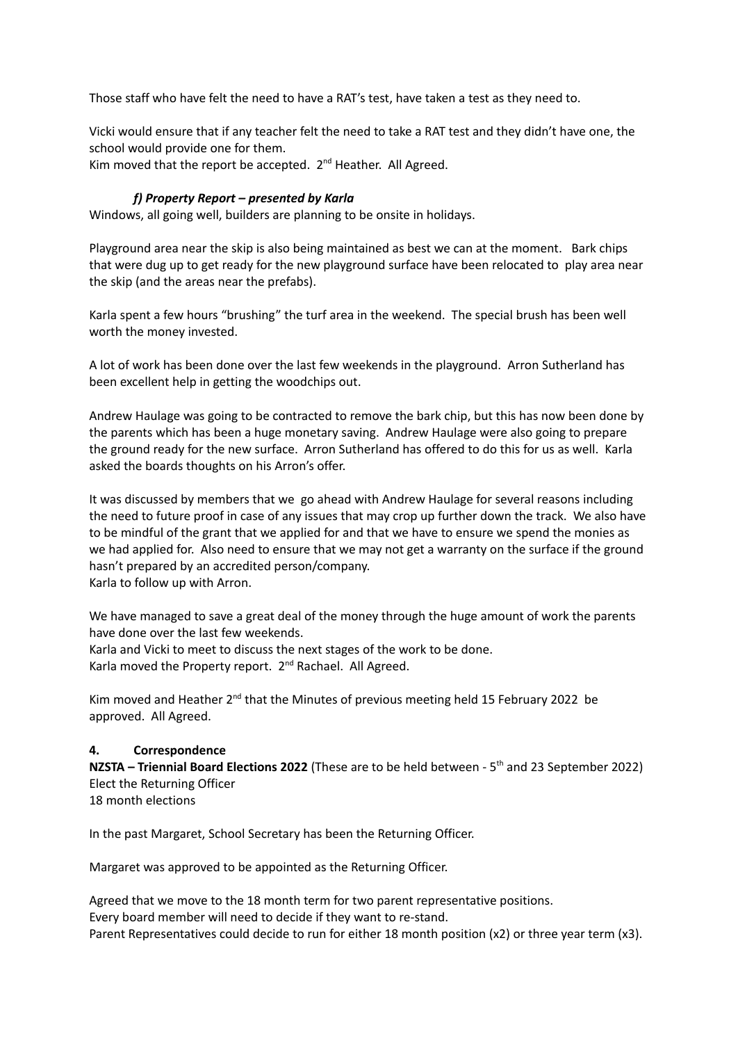Those staff who have felt the need to have a RAT's test, have taken a test as they need to.

Vicki would ensure that if any teacher felt the need to take a RAT test and they didn't have one, the school would provide one for them.
Kim moved that the report be accepted. 2nd Heather. All Agreed.

### *f) Property Report – presented by Karla*

Windows, all going well, builders are planning to be onsite in holidays.

Playground area near the skip is also being maintained as best we can at the moment. Bark chips that were dug up to get ready for the new playground surface have been relocated to play area near the skip (and the areas near the prefabs).

Karla spent a few hours "brushing" the turf area in the weekend. The special brush has been well worth the money invested.

A lot of work has been done over the last few weekends in the playground. Arron Sutherland has been excellent help in getting the woodchips out.

Andrew Haulage was going to be contracted to remove the bark chip, but this has now been done by the parents which has been a huge monetary saving. Andrew Haulage were also going to prepare the ground ready for the new surface. Arron Sutherland has offered to do this for us as well. Karla asked the boards thoughts on his Arron's offer.

It was discussed by members that we go ahead with Andrew Haulage for several reasons including the need to future proof in case of any issues that may crop up further down the track. We also have to be mindful of the grant that we applied for and that we have to ensure we spend the monies as we had applied for. Also need to ensure that we may not get a warranty on the surface if the ground hasn't prepared by an accredited person/company.
Karla to follow up with Arron.

We have managed to save a great deal of the money through the huge amount of work the parents have done over the last few weekends.
Karla and Vicki to meet to discuss the next stages of the work to be done.
Karla moved the Property report. 2nd Rachael. All Agreed.

Kim moved and Heather 2nd that the Minutes of previous meeting held 15 February 2022 be approved. All Agreed.

## 4. Correspondence

**NZSTA – Triennial Board Elections 2022** (These are to be held between - 5th and 23 September 2022)
Elect the Returning Officer
18 month elections

In the past Margaret, School Secretary has been the Returning Officer.

Margaret was approved to be appointed as the Returning Officer.

Agreed that we move to the 18 month term for two parent representative positions.
Every board member will need to decide if they want to re-stand.
Parent Representatives could decide to run for either 18 month position (x2) or three year term (x3).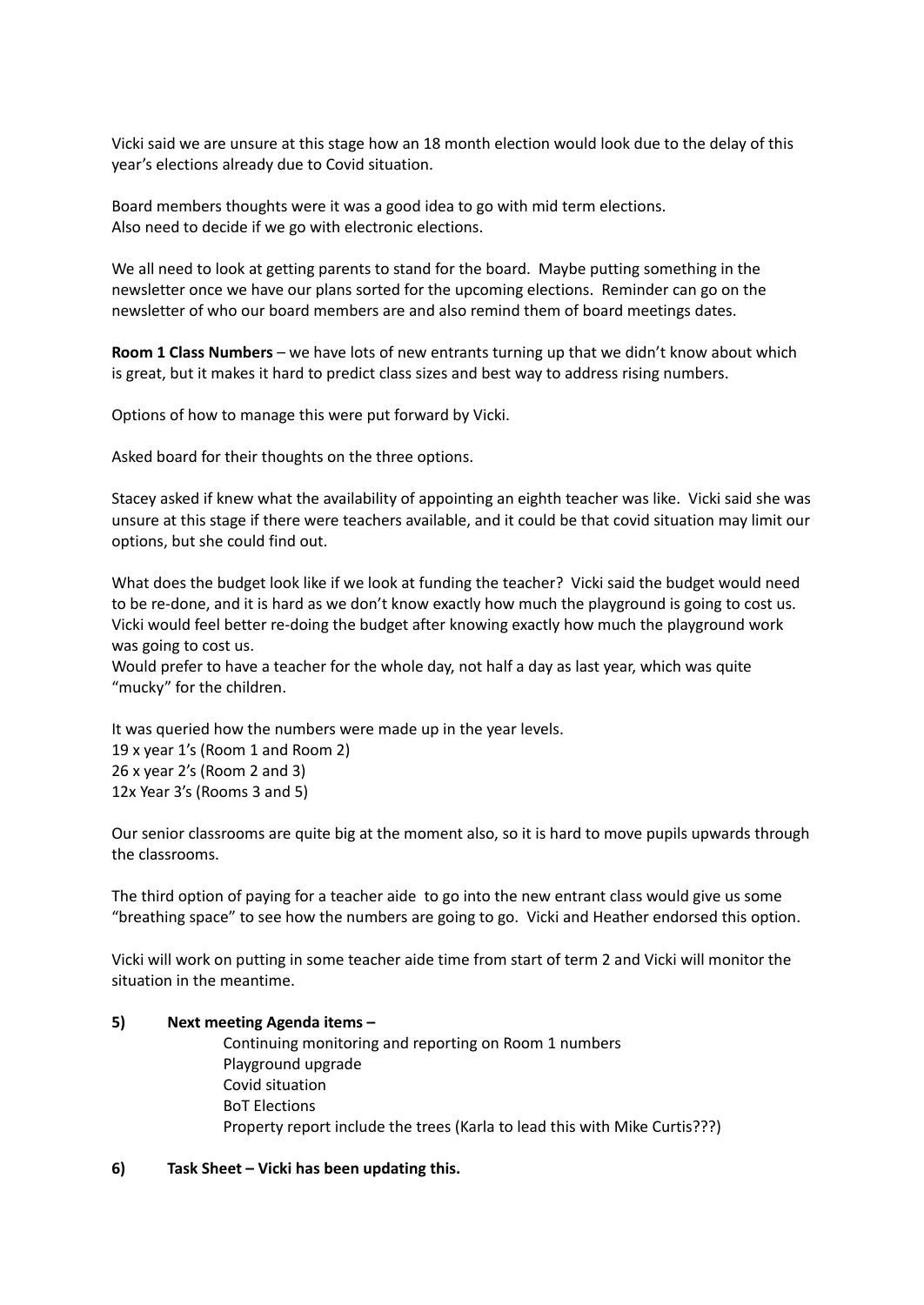Vicki said we are unsure at this stage how an 18 month election would look due to the delay of this year's elections already due to Covid situation.

Board members thoughts were it was a good idea to go with mid term elections.
Also need to decide if we go with electronic elections.

We all need to look at getting parents to stand for the board. Maybe putting something in the newsletter once we have our plans sorted for the upcoming elections. Reminder can go on the newsletter of who our board members are and also remind them of board meetings dates.

**Room 1 Class Numbers** – we have lots of new entrants turning up that we didn't know about which is great, but it makes it hard to predict class sizes and best way to address rising numbers.

Options of how to manage this were put forward by Vicki.

Asked board for their thoughts on the three options.

Stacey asked if knew what the availability of appointing an eighth teacher was like. Vicki said she was unsure at this stage if there were teachers available, and it could be that covid situation may limit our options, but she could find out.

What does the budget look like if we look at funding the teacher? Vicki said the budget would need to be re-done, and it is hard as we don't know exactly how much the playground is going to cost us. Vicki would feel better re-doing the budget after knowing exactly how much the playground work was going to cost us.
Would prefer to have a teacher for the whole day, not half a day as last year, which was quite "mucky" for the children.

It was queried how the numbers were made up in the year levels.
19 x year 1's (Room 1 and Room 2)
26 x year 2's (Room 2 and 3)
12x Year 3's (Rooms 3 and 5)

Our senior classrooms are quite big at the moment also, so it is hard to move pupils upwards through the classrooms.

The third option of paying for a teacher aide to go into the new entrant class would give us some "breathing space" to see how the numbers are going to go. Vicki and Heather endorsed this option.

Vicki will work on putting in some teacher aide time from start of term 2 and Vicki will monitor the situation in the meantime.

**5) Next meeting Agenda items –**

Continuing monitoring and reporting on Room 1 numbers
Playground upgrade
Covid situation
BoT Elections
Property report include the trees (Karla to lead this with Mike Curtis???)

**6) Task Sheet – Vicki has been updating this.**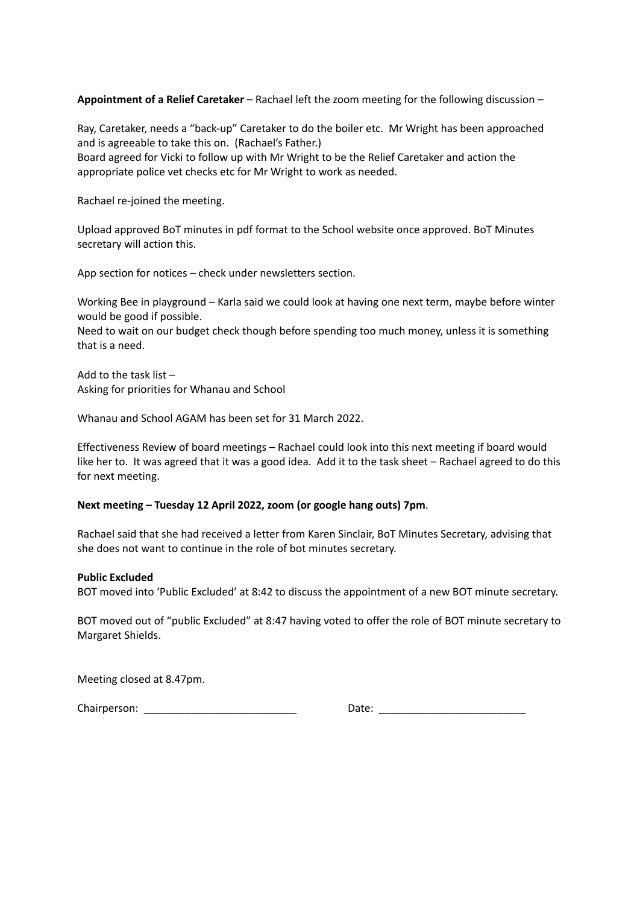**Appointment of a Relief Caretaker** – Rachael left the zoom meeting for the following discussion –

Ray, Caretaker, needs a "back-up" Caretaker to do the boiler etc. Mr Wright has been approached and is agreeable to take this on. (Rachael's Father.)
Board agreed for Vicki to follow up with Mr Wright to be the Relief Caretaker and action the appropriate police vet checks etc for Mr Wright to work as needed.

Rachael re-joined the meeting.

Upload approved BoT minutes in pdf format to the School website once approved. BoT Minutes secretary will action this.

App section for notices – check under newsletters section.

Working Bee in playground – Karla said we could look at having one next term, maybe before winter would be good if possible.
Need to wait on our budget check though before spending too much money, unless it is something that is a need.

Add to the task list –
Asking for priorities for Whanau and School

Whanau and School AGAM has been set for 31 March 2022.

Effectiveness Review of board meetings – Rachael could look into this next meeting if board would like her to. It was agreed that it was a good idea. Add it to the task sheet – Rachael agreed to do this for next meeting.

**Next meeting – Tuesday 12 April 2022, zoom (or google hang outs) 7pm**.

Rachael said that she had received a letter from Karen Sinclair, BoT Minutes Secretary, advising that she does not want to continue in the role of bot minutes secretary.

**Public Excluded**
BOT moved into 'Public Excluded' at 8:42 to discuss the appointment of a new BOT minute secretary.

BOT moved out of "public Excluded" at 8:47 having voted to offer the role of BOT minute secretary to Margaret Shields.

Meeting closed at 8.47pm.

Chairperson: __________________________ Date: _________________________